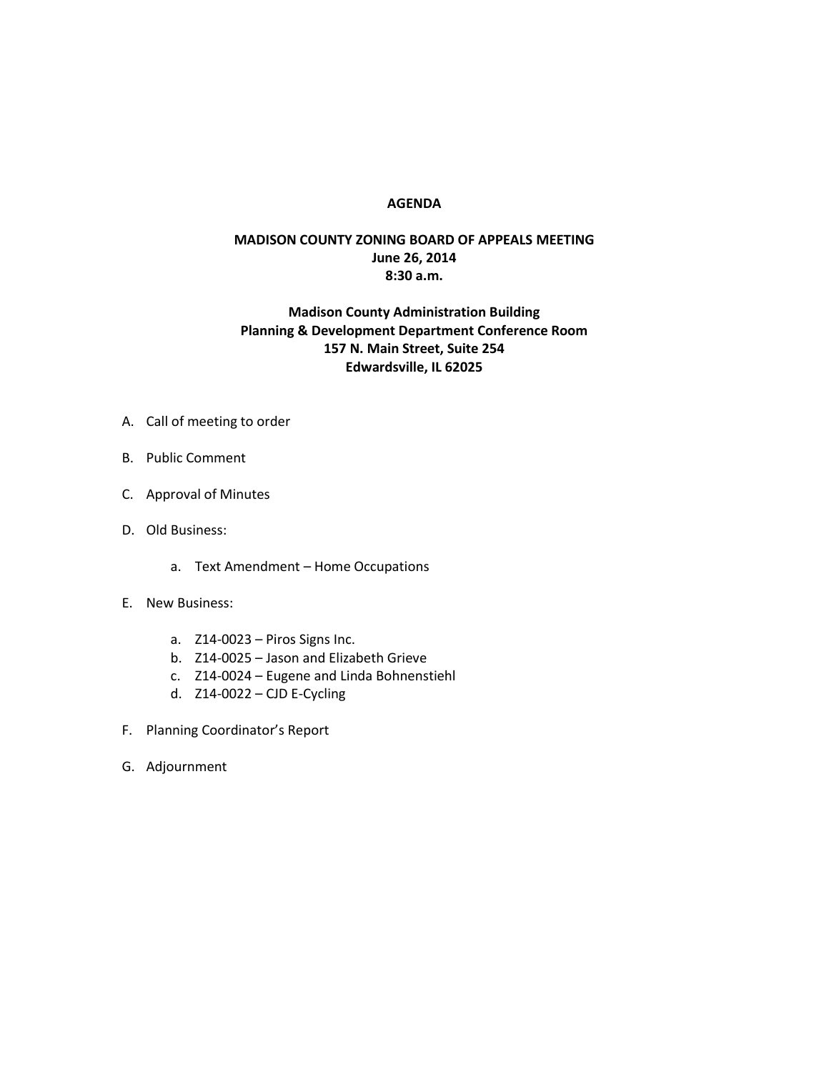# AGENDA

## MADISON COUNTY ZONING BOARD OF APPEALS MEETING

**June 26, 2014**
**8:30 a.m.**

**Madison County Administration Building**
**Planning & Development Department Conference Room**
**157 N. Main Street, Suite 254**
**Edwardsville, IL 62025**

A. Call of meeting to order

B. Public Comment

C. Approval of Minutes

D. Old Business:

   a. Text Amendment – Home Occupations

E. New Business:

   a. Z14-0023 – Piros Signs Inc.
   b. Z14-0025 – Jason and Elizabeth Grieve
   c. Z14-0024 – Eugene and Linda Bohnenstiehl
   d. Z14-0022 – CJD E-Cycling

F. Planning Coordinator's Report

G. Adjournment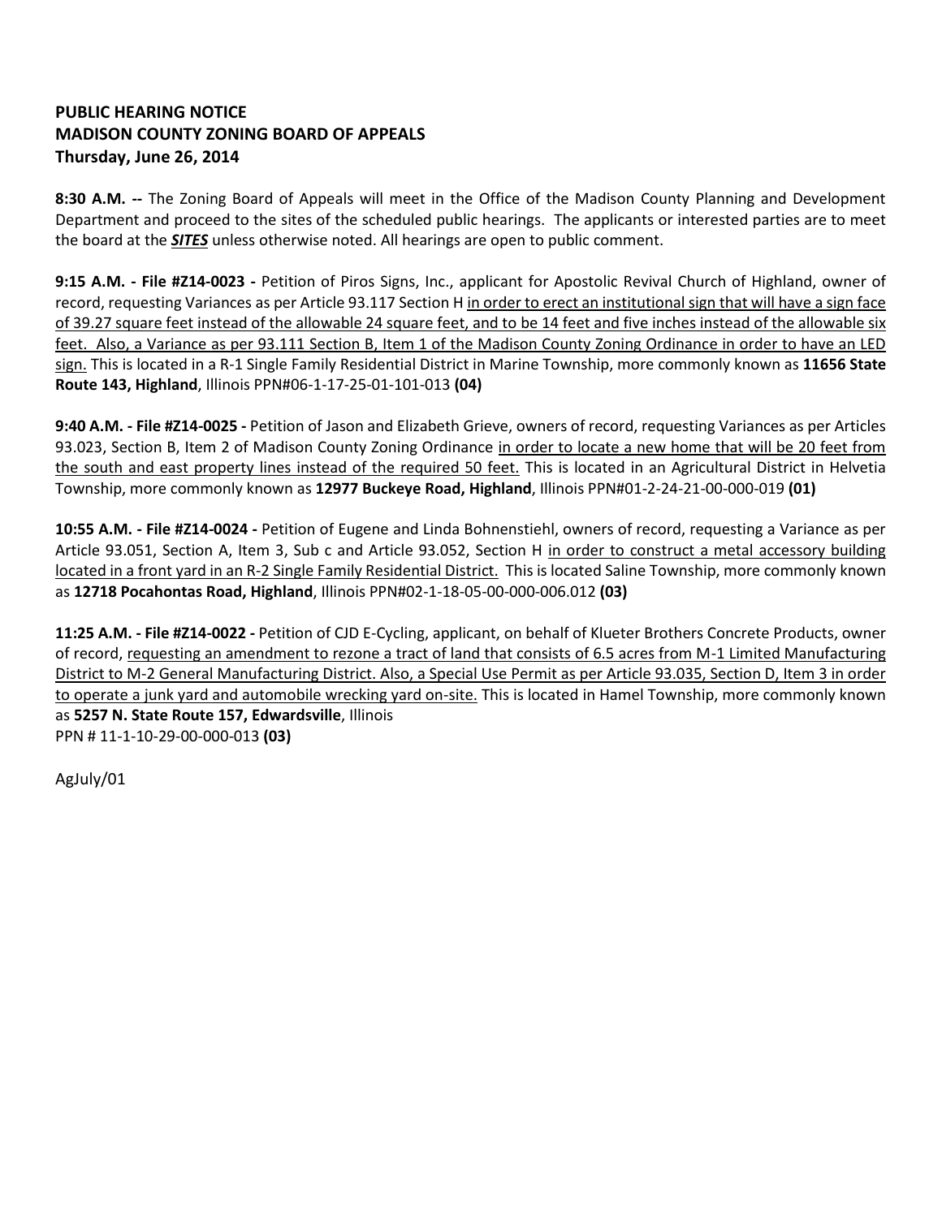**PUBLIC HEARING NOTICE**
**MADISON COUNTY ZONING BOARD OF APPEALS**
**Thursday, June 26, 2014**

**8:30 A.M. --** The Zoning Board of Appeals will meet in the Office of the Madison County Planning and Development Department and proceed to the sites of the scheduled public hearings. The applicants or interested parties are to meet the board at the ***SITES*** unless otherwise noted. All hearings are open to public comment.

**9:15 A.M. - File #Z14-0023 -** Petition of Piros Signs, Inc., applicant for Apostolic Revival Church of Highland, owner of record, requesting Variances as per Article 93.117 Section H in order to erect an institutional sign that will have a sign face of 39.27 square feet instead of the allowable 24 square feet, and to be 14 feet and five inches instead of the allowable six feet. Also, a Variance as per 93.111 Section B, Item 1 of the Madison County Zoning Ordinance in order to have an LED sign. This is located in a R-1 Single Family Residential District in Marine Township, more commonly known as **11656 State Route 143, Highland**, Illinois PPN#06-1-17-25-01-101-013 **(04)**

**9:40 A.M. - File #Z14-0025 -** Petition of Jason and Elizabeth Grieve, owners of record, requesting Variances as per Articles 93.023, Section B, Item 2 of Madison County Zoning Ordinance in order to locate a new home that will be 20 feet from the south and east property lines instead of the required 50 feet. This is located in an Agricultural District in Helvetia Township, more commonly known as **12977 Buckeye Road, Highland**, Illinois PPN#01-2-24-21-00-000-019 **(01)**

**10:55 A.M. - File #Z14-0024 -** Petition of Eugene and Linda Bohnenstiehl, owners of record, requesting a Variance as per Article 93.051, Section A, Item 3, Sub c and Article 93.052, Section H in order to construct a metal accessory building located in a front yard in an R-2 Single Family Residential District. This is located Saline Township, more commonly known as **12718 Pocahontas Road, Highland**, Illinois PPN#02-1-18-05-00-000-006.012 **(03)**

**11:25 A.M. - File #Z14-0022 -** Petition of CJD E-Cycling, applicant, on behalf of Klueter Brothers Concrete Products, owner of record, requesting an amendment to rezone a tract of land that consists of 6.5 acres from M-1 Limited Manufacturing District to M-2 General Manufacturing District. Also, a Special Use Permit as per Article 93.035, Section D, Item 3 in order to operate a junk yard and automobile wrecking yard on-site. This is located in Hamel Township, more commonly known as **5257 N. State Route 157, Edwardsville**, Illinois
PPN # 11-1-10-29-00-000-013 **(03)**

AgJuly/01